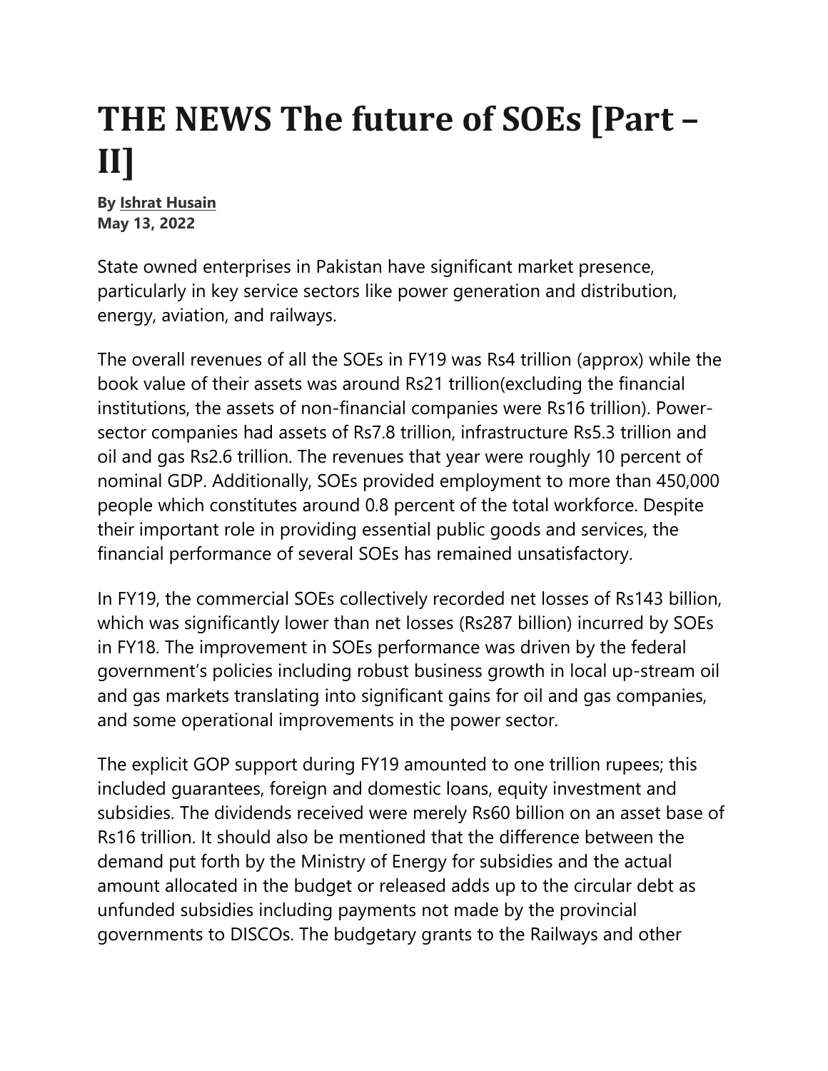# THE NEWS The future of SOEs [Part – II]

**By Ishrat Husain**
**May 13, 2022**

State owned enterprises in Pakistan have significant market presence, particularly in key service sectors like power generation and distribution, energy, aviation, and railways.

The overall revenues of all the SOEs in FY19 was Rs4 trillion (approx) while the book value of their assets was around Rs21 trillion(excluding the financial institutions, the assets of non-financial companies were Rs16 trillion). Power-sector companies had assets of Rs7.8 trillion, infrastructure Rs5.3 trillion and oil and gas Rs2.6 trillion. The revenues that year were roughly 10 percent of nominal GDP. Additionally, SOEs provided employment to more than 450,000 people which constitutes around 0.8 percent of the total workforce. Despite their important role in providing essential public goods and services, the financial performance of several SOEs has remained unsatisfactory.

In FY19, the commercial SOEs collectively recorded net losses of Rs143 billion, which was significantly lower than net losses (Rs287 billion) incurred by SOEs in FY18. The improvement in SOEs performance was driven by the federal government's policies including robust business growth in local up-stream oil and gas markets translating into significant gains for oil and gas companies, and some operational improvements in the power sector.

The explicit GOP support during FY19 amounted to one trillion rupees; this included guarantees, foreign and domestic loans, equity investment and subsidies. The dividends received were merely Rs60 billion on an asset base of Rs16 trillion. It should also be mentioned that the difference between the demand put forth by the Ministry of Energy for subsidies and the actual amount allocated in the budget or released adds up to the circular debt as unfunded subsidies including payments not made by the provincial governments to DISCOs. The budgetary grants to the Railways and other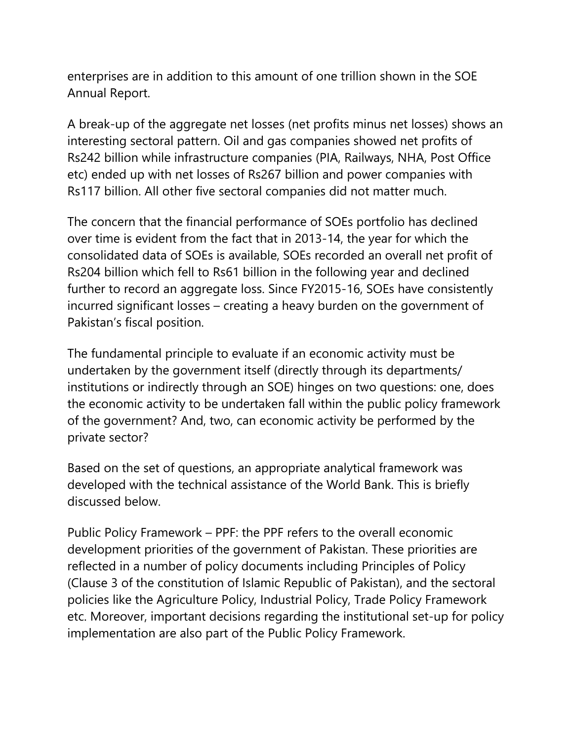enterprises are in addition to this amount of one trillion shown in the SOE Annual Report.

A break-up of the aggregate net losses (net profits minus net losses) shows an interesting sectoral pattern. Oil and gas companies showed net profits of Rs242 billion while infrastructure companies (PIA, Railways, NHA, Post Office etc) ended up with net losses of Rs267 billion and power companies with Rs117 billion. All other five sectoral companies did not matter much.

The concern that the financial performance of SOEs portfolio has declined over time is evident from the fact that in 2013-14, the year for which the consolidated data of SOEs is available, SOEs recorded an overall net profit of Rs204 billion which fell to Rs61 billion in the following year and declined further to record an aggregate loss. Since FY2015-16, SOEs have consistently incurred significant losses – creating a heavy burden on the government of Pakistan's fiscal position.

The fundamental principle to evaluate if an economic activity must be undertaken by the government itself (directly through its departments/ institutions or indirectly through an SOE) hinges on two questions: one, does the economic activity to be undertaken fall within the public policy framework of the government? And, two, can economic activity be performed by the private sector?

Based on the set of questions, an appropriate analytical framework was developed with the technical assistance of the World Bank. This is briefly discussed below.

Public Policy Framework – PPF: the PPF refers to the overall economic development priorities of the government of Pakistan. These priorities are reflected in a number of policy documents including Principles of Policy (Clause 3 of the constitution of Islamic Republic of Pakistan), and the sectoral policies like the Agriculture Policy, Industrial Policy, Trade Policy Framework etc. Moreover, important decisions regarding the institutional set-up for policy implementation are also part of the Public Policy Framework.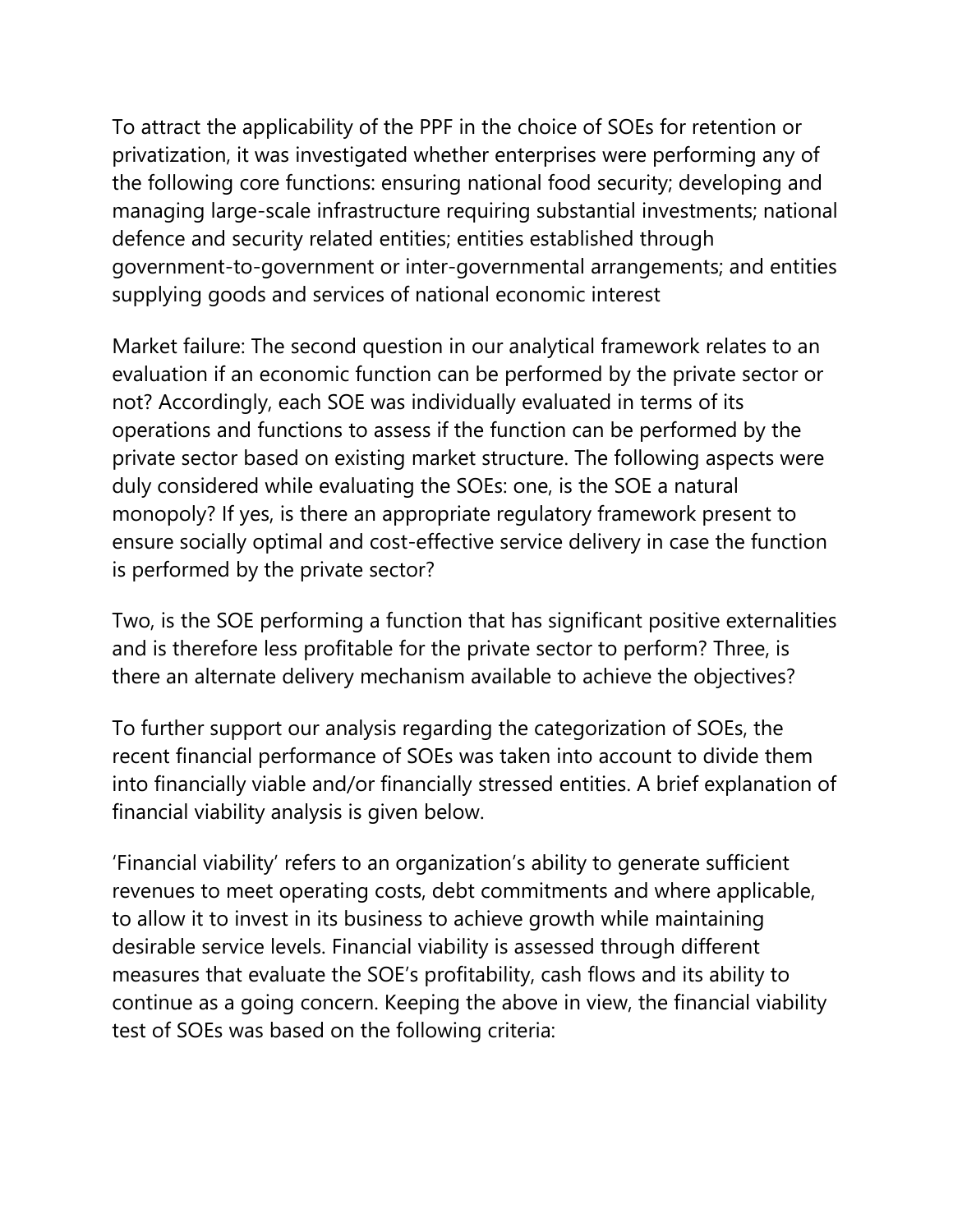To attract the applicability of the PPF in the choice of SOEs for retention or privatization, it was investigated whether enterprises were performing any of the following core functions: ensuring national food security; developing and managing large-scale infrastructure requiring substantial investments; national defence and security related entities; entities established through government-to-government or inter-governmental arrangements; and entities supplying goods and services of national economic interest

Market failure: The second question in our analytical framework relates to an evaluation if an economic function can be performed by the private sector or not? Accordingly, each SOE was individually evaluated in terms of its operations and functions to assess if the function can be performed by the private sector based on existing market structure. The following aspects were duly considered while evaluating the SOEs: one, is the SOE a natural monopoly? If yes, is there an appropriate regulatory framework present to ensure socially optimal and cost-effective service delivery in case the function is performed by the private sector?

Two, is the SOE performing a function that has significant positive externalities and is therefore less profitable for the private sector to perform? Three, is there an alternate delivery mechanism available to achieve the objectives?

To further support our analysis regarding the categorization of SOEs, the recent financial performance of SOEs was taken into account to divide them into financially viable and/or financially stressed entities. A brief explanation of financial viability analysis is given below.

'Financial viability' refers to an organization's ability to generate sufficient revenues to meet operating costs, debt commitments and where applicable, to allow it to invest in its business to achieve growth while maintaining desirable service levels. Financial viability is assessed through different measures that evaluate the SOE's profitability, cash flows and its ability to continue as a going concern. Keeping the above in view, the financial viability test of SOEs was based on the following criteria: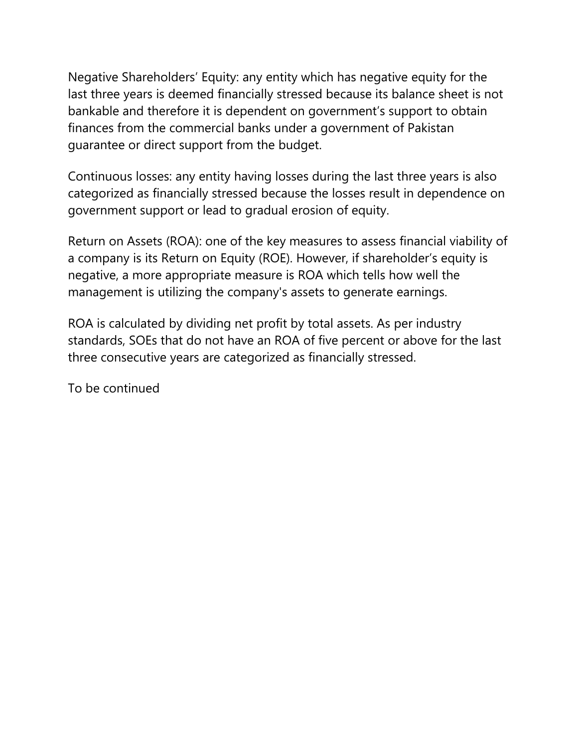Negative Shareholders' Equity: any entity which has negative equity for the last three years is deemed financially stressed because its balance sheet is not bankable and therefore it is dependent on government's support to obtain finances from the commercial banks under a government of Pakistan guarantee or direct support from the budget.

Continuous losses: any entity having losses during the last three years is also categorized as financially stressed because the losses result in dependence on government support or lead to gradual erosion of equity.

Return on Assets (ROA): one of the key measures to assess financial viability of a company is its Return on Equity (ROE). However, if shareholder's equity is negative, a more appropriate measure is ROA which tells how well the management is utilizing the company's assets to generate earnings.

ROA is calculated by dividing net profit by total assets. As per industry standards, SOEs that do not have an ROA of five percent or above for the last three consecutive years are categorized as financially stressed.

To be continued